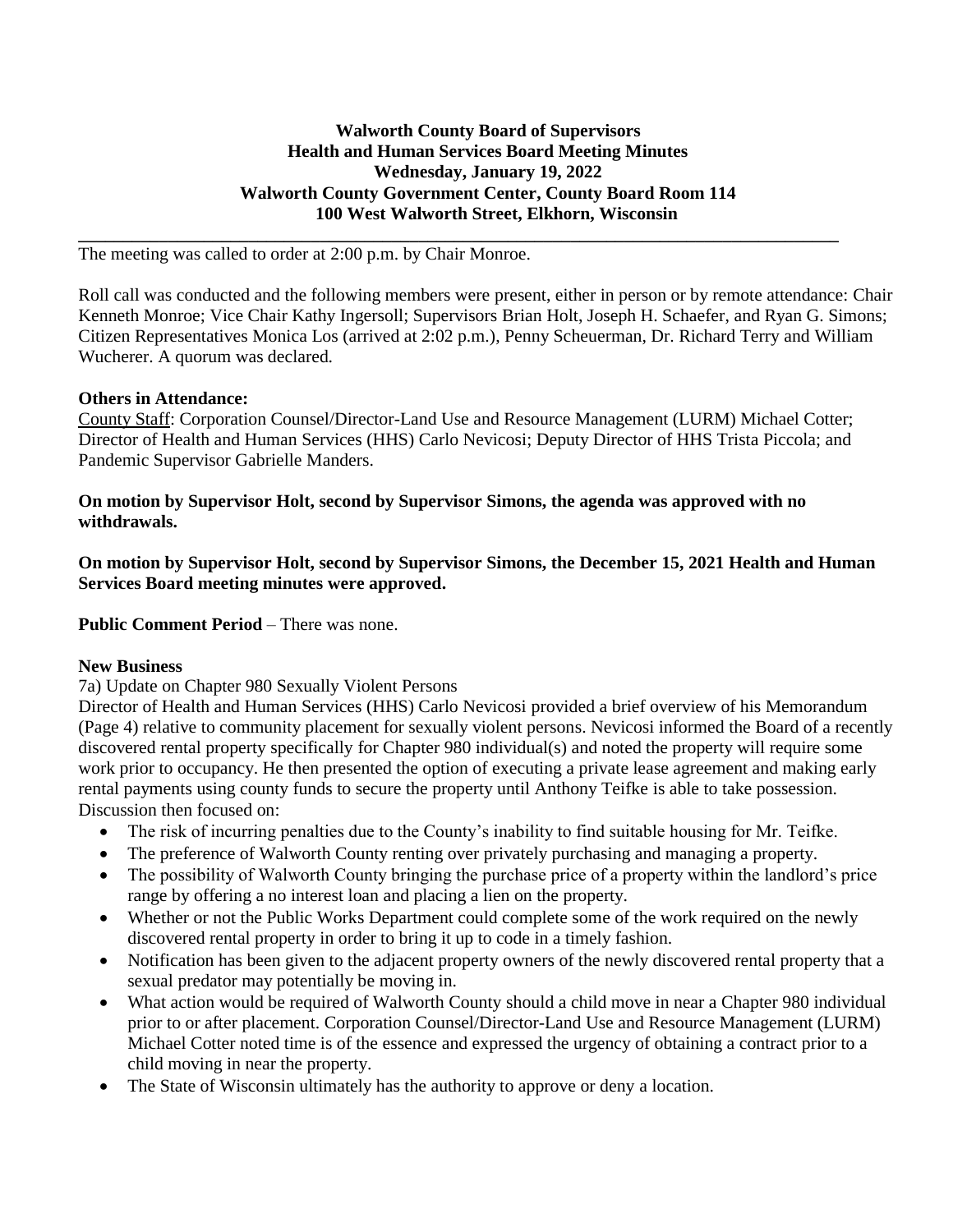**Walworth County Board of Supervisors**
**Health and Human Services Board Meeting Minutes**
**Wednesday, January 19, 2022**
**Walworth County Government Center, County Board Room 114**
**100 West Walworth Street, Elkhorn, Wisconsin**

---

The meeting was called to order at 2:00 p.m. by Chair Monroe.

Roll call was conducted and the following members were present, either in person or by remote attendance: Chair Kenneth Monroe; Vice Chair Kathy Ingersoll; Supervisors Brian Holt, Joseph H. Schaefer, and Ryan G. Simons; Citizen Representatives Monica Los (arrived at 2:02 p.m.), Penny Scheuerman, Dr. Richard Terry and William Wucherer. A quorum was declared.

**Others in Attendance:**
County Staff: Corporation Counsel/Director-Land Use and Resource Management (LURM) Michael Cotter; Director of Health and Human Services (HHS) Carlo Nevicosi; Deputy Director of HHS Trista Piccola; and Pandemic Supervisor Gabrielle Manders.

**On motion by Supervisor Holt, second by Supervisor Simons, the agenda was approved with no withdrawals.**

**On motion by Supervisor Holt, second by Supervisor Simons, the December 15, 2021 Health and Human Services Board meeting minutes were approved.**

**Public Comment Period** – There was none.

**New Business**

7a) Update on Chapter 980 Sexually Violent Persons

Director of Health and Human Services (HHS) Carlo Nevicosi provided a brief overview of his Memorandum (Page 4) relative to community placement for sexually violent persons. Nevicosi informed the Board of a recently discovered rental property specifically for Chapter 980 individual(s) and noted the property will require some work prior to occupancy. He then presented the option of executing a private lease agreement and making early rental payments using county funds to secure the property until Anthony Teifke is able to take possession. Discussion then focused on:

- The risk of incurring penalties due to the County's inability to find suitable housing for Mr. Teifke.
- The preference of Walworth County renting over privately purchasing and managing a property.
- The possibility of Walworth County bringing the purchase price of a property within the landlord's price range by offering a no interest loan and placing a lien on the property.
- Whether or not the Public Works Department could complete some of the work required on the newly discovered rental property in order to bring it up to code in a timely fashion.
- Notification has been given to the adjacent property owners of the newly discovered rental property that a sexual predator may potentially be moving in.
- What action would be required of Walworth County should a child move in near a Chapter 980 individual prior to or after placement. Corporation Counsel/Director-Land Use and Resource Management (LURM) Michael Cotter noted time is of the essence and expressed the urgency of obtaining a contract prior to a child moving in near the property.
- The State of Wisconsin ultimately has the authority to approve or deny a location.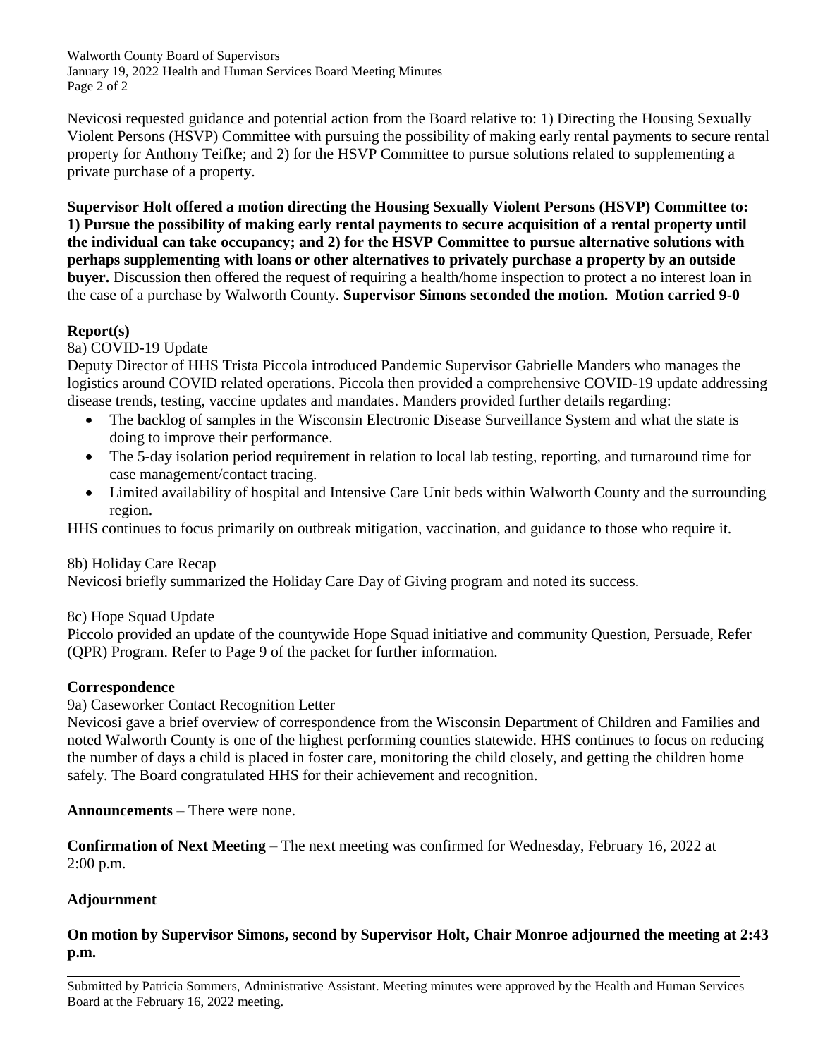Nevicosi requested guidance and potential action from the Board relative to: 1) Directing the Housing Sexually Violent Persons (HSVP) Committee with pursuing the possibility of making early rental payments to secure rental property for Anthony Teifke; and 2) for the HSVP Committee to pursue solutions related to supplementing a private purchase of a property.

**Supervisor Holt offered a motion directing the Housing Sexually Violent Persons (HSVP) Committee to: 1) Pursue the possibility of making early rental payments to secure acquisition of a rental property until the individual can take occupancy; and 2) for the HSVP Committee to pursue alternative solutions with perhaps supplementing with loans or other alternatives to privately purchase a property by an outside buyer.** Discussion then offered the request of requiring a health/home inspection to protect a no interest loan in the case of a purchase by Walworth County. **Supervisor Simons seconded the motion. Motion carried 9-0**

**Report(s)**

8a) COVID-19 Update

Deputy Director of HHS Trista Piccola introduced Pandemic Supervisor Gabrielle Manders who manages the logistics around COVID related operations. Piccola then provided a comprehensive COVID-19 update addressing disease trends, testing, vaccine updates and mandates. Manders provided further details regarding:

- The backlog of samples in the Wisconsin Electronic Disease Surveillance System and what the state is doing to improve their performance.
- The 5-day isolation period requirement in relation to local lab testing, reporting, and turnaround time for case management/contact tracing.
- Limited availability of hospital and Intensive Care Unit beds within Walworth County and the surrounding region.

HHS continues to focus primarily on outbreak mitigation, vaccination, and guidance to those who require it.

8b) Holiday Care Recap

Nevicosi briefly summarized the Holiday Care Day of Giving program and noted its success.

8c) Hope Squad Update

Piccolo provided an update of the countywide Hope Squad initiative and community Question, Persuade, Refer (QPR) Program. Refer to Page 9 of the packet for further information.

**Correspondence**

9a) Caseworker Contact Recognition Letter

Nevicosi gave a brief overview of correspondence from the Wisconsin Department of Children and Families and noted Walworth County is one of the highest performing counties statewide. HHS continues to focus on reducing the number of days a child is placed in foster care, monitoring the child closely, and getting the children home safely. The Board congratulated HHS for their achievement and recognition.

**Announcements** – There were none.

**Confirmation of Next Meeting** – The next meeting was confirmed for Wednesday, February 16, 2022 at 2:00 p.m.

**Adjournment**

**On motion by Supervisor Simons, second by Supervisor Holt, Chair Monroe adjourned the meeting at 2:43 p.m.**

---

Submitted by Patricia Sommers, Administrative Assistant. Meeting minutes were approved by the Health and Human Services Board at the February 16, 2022 meeting.